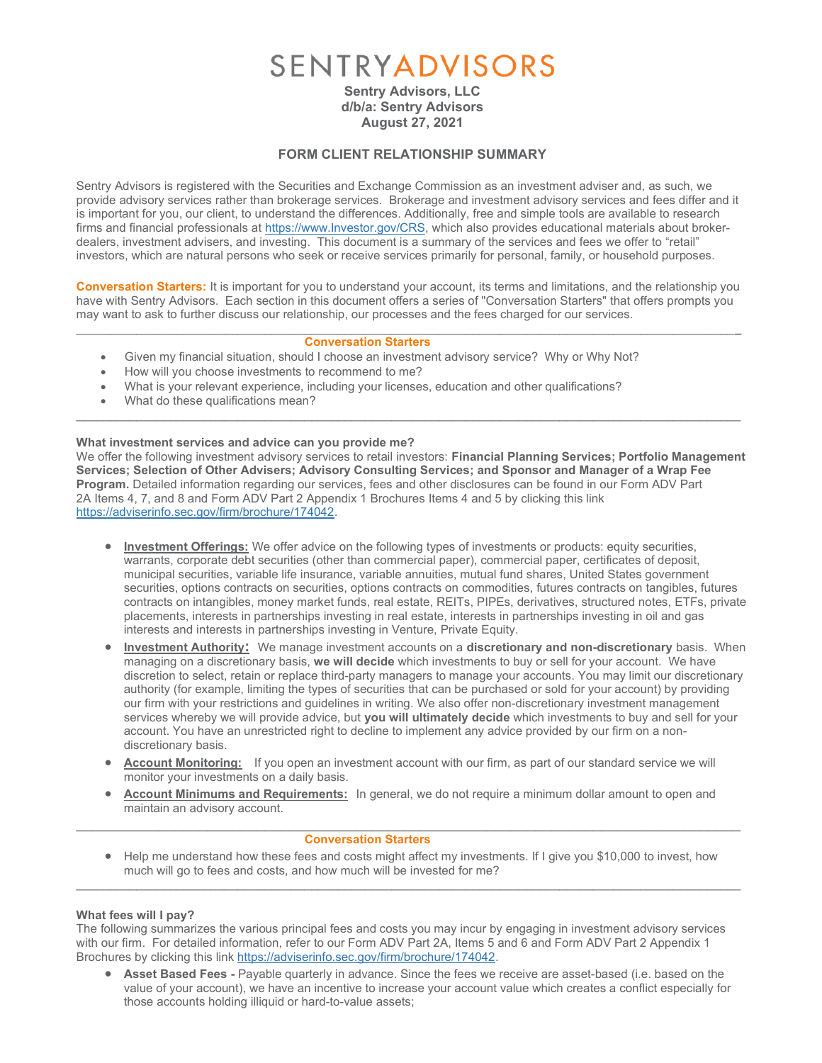# SENTRYADVISORS

**Sentry Advisors, LLC**
**d/b/a: Sentry Advisors**
**August 27, 2021**

## FORM CLIENT RELATIONSHIP SUMMARY

Sentry Advisors is registered with the Securities and Exchange Commission as an investment adviser and, as such, we provide advisory services rather than brokerage services. Brokerage and investment advisory services and fees differ and it is important for you, our client, to understand the differences. Additionally, free and simple tools are available to research firms and financial professionals at https://www.Investor.gov/CRS, which also provides educational materials about broker-dealers, investment advisers, and investing. This document is a summary of the services and fees we offer to "retail" investors, which are natural persons who seek or receive services primarily for personal, family, or household purposes.

**Conversation Starters:** It is important for you to understand your account, its terms and limitations, and the relationship you have with Sentry Advisors. Each section in this document offers a series of "Conversation Starters" that offers prompts you may want to ask to further discuss our relationship, our processes and the fees charged for our services.

---

**Conversation Starters**

- Given my financial situation, should I choose an investment advisory service? Why or Why Not?
- How will you choose investments to recommend to me?
- What is your relevant experience, including your licenses, education and other qualifications?
- What do these qualifications mean?

---

### What investment services and advice can you provide me?

We offer the following investment advisory services to retail investors: **Financial Planning Services; Portfolio Management Services; Selection of Other Advisers; Advisory Consulting Services; and Sponsor and Manager of a Wrap Fee Program.** Detailed information regarding our services, fees and other disclosures can be found in our Form ADV Part 2A Items 4, 7, and 8 and Form ADV Part 2 Appendix 1 Brochures Items 4 and 5 by clicking this link https://adviserinfo.sec.gov/firm/brochure/174042.

- **Investment Offerings:** We offer advice on the following types of investments or products: equity securities, warrants, corporate debt securities (other than commercial paper), commercial paper, certificates of deposit, municipal securities, variable life insurance, variable annuities, mutual fund shares, United States government securities, options contracts on securities, options contracts on commodities, futures contracts on tangibles, futures contracts on intangibles, money market funds, real estate, REITs, PIPEs, derivatives, structured notes, ETFs, private placements, interests in partnerships investing in real estate, interests in partnerships investing in oil and gas interests and interests in partnerships investing in Venture, Private Equity.
- **Investment Authority:** We manage investment accounts on a **discretionary and non-discretionary** basis. When managing on a discretionary basis, **we will decide** which investments to buy or sell for your account. We have discretion to select, retain or replace third-party managers to manage your accounts. You may limit our discretionary authority (for example, limiting the types of securities that can be purchased or sold for your account) by providing our firm with your restrictions and guidelines in writing. We also offer non-discretionary investment management services whereby we will provide advice, but **you will ultimately decide** which investments to buy and sell for your account. You have an unrestricted right to decline to implement any advice provided by our firm on a non-discretionary basis.
- **Account Monitoring:** If you open an investment account with our firm, as part of our standard service we will monitor your investments on a daily basis.
- **Account Minimums and Requirements:** In general, we do not require a minimum dollar amount to open and maintain an advisory account.

---

**Conversation Starters**

- Help me understand how these fees and costs might affect my investments. If I give you $10,000 to invest, how much will go to fees and costs, and how much will be invested for me?

---

### What fees will I pay?

The following summarizes the various principal fees and costs you may incur by engaging in investment advisory services with our firm. For detailed information, refer to our Form ADV Part 2A, Items 5 and 6 and Form ADV Part 2 Appendix 1 Brochures by clicking this link https://adviserinfo.sec.gov/firm/brochure/174042.

- **Asset Based Fees -** Payable quarterly in advance. Since the fees we receive are asset-based (i.e. based on the value of your account), we have an incentive to increase your account value which creates a conflict especially for those accounts holding illiquid or hard-to-value assets;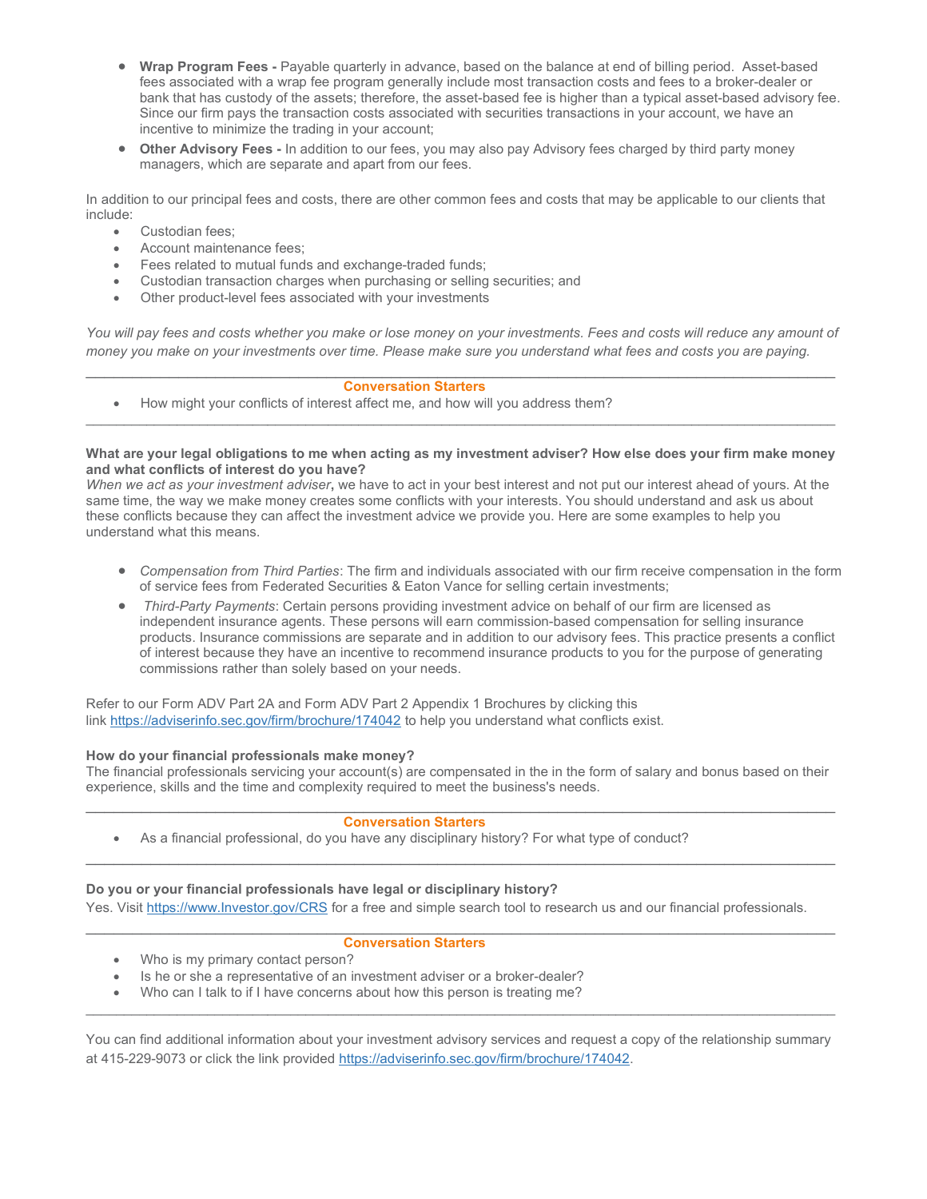- **Wrap Program Fees -** Payable quarterly in advance, based on the balance at end of billing period. Asset-based fees associated with a wrap fee program generally include most transaction costs and fees to a broker-dealer or bank that has custody of the assets; therefore, the asset-based fee is higher than a typical asset-based advisory fee. Since our firm pays the transaction costs associated with securities transactions in your account, we have an incentive to minimize the trading in your account;
- **Other Advisory Fees -** In addition to our fees, you may also pay Advisory fees charged by third party money managers, which are separate and apart from our fees.

In addition to our principal fees and costs, there are other common fees and costs that may be applicable to our clients that include:

- Custodian fees;
- Account maintenance fees;
- Fees related to mutual funds and exchange-traded funds;
- Custodian transaction charges when purchasing or selling securities; and
- Other product-level fees associated with your investments

*You will pay fees and costs whether you make or lose money on your investments. Fees and costs will reduce any amount of money you make on your investments over time. Please make sure you understand what fees and costs you are paying.*

---

**Conversation Starters**

- How might your conflicts of interest affect me, and how will you address them?

---

**What are your legal obligations to me when acting as my investment adviser? How else does your firm make money and what conflicts of interest do you have?**

*When we act as your investment adviser***,** we have to act in your best interest and not put our interest ahead of yours. At the same time, the way we make money creates some conflicts with your interests. You should understand and ask us about these conflicts because they can affect the investment advice we provide you. Here are some examples to help you understand what this means.

- *Compensation from Third Parties*: The firm and individuals associated with our firm receive compensation in the form of service fees from Federated Securities & Eaton Vance for selling certain investments;
- *Third-Party Payments*: Certain persons providing investment advice on behalf of our firm are licensed as independent insurance agents. These persons will earn commission-based compensation for selling insurance products. Insurance commissions are separate and in addition to our advisory fees. This practice presents a conflict of interest because they have an incentive to recommend insurance products to you for the purpose of generating commissions rather than solely based on your needs.

Refer to our Form ADV Part 2A and Form ADV Part 2 Appendix 1 Brochures by clicking this link https://adviserinfo.sec.gov/firm/brochure/174042 to help you understand what conflicts exist.

**How do your financial professionals make money?**

The financial professionals servicing your account(s) are compensated in the in the form of salary and bonus based on their experience, skills and the time and complexity required to meet the business's needs.

---

**Conversation Starters**

- As a financial professional, do you have any disciplinary history? For what type of conduct?

---

**Do you or your financial professionals have legal or disciplinary history?**

Yes. Visit https://www.Investor.gov/CRS for a free and simple search tool to research us and our financial professionals.

---

**Conversation Starters**

- Who is my primary contact person?
- Is he or she a representative of an investment adviser or a broker-dealer?
- Who can I talk to if I have concerns about how this person is treating me?

---

You can find additional information about your investment advisory services and request a copy of the relationship summary at 415-229-9073 or click the link provided https://adviserinfo.sec.gov/firm/brochure/174042.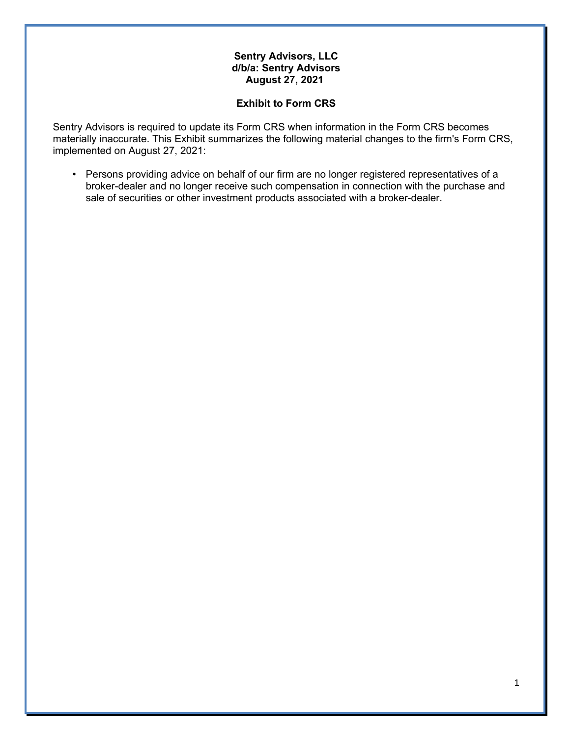**Sentry Advisors, LLC**
**d/b/a: Sentry Advisors**
**August 27, 2021**

## Exhibit to Form CRS

Sentry Advisors is required to update its Form CRS when information in the Form CRS becomes materially inaccurate. This Exhibit summarizes the following material changes to the firm's Form CRS, implemented on August 27, 2021:

- Persons providing advice on behalf of our firm are no longer registered representatives of a broker-dealer and no longer receive such compensation in connection with the purchase and sale of securities or other investment products associated with a broker-dealer.